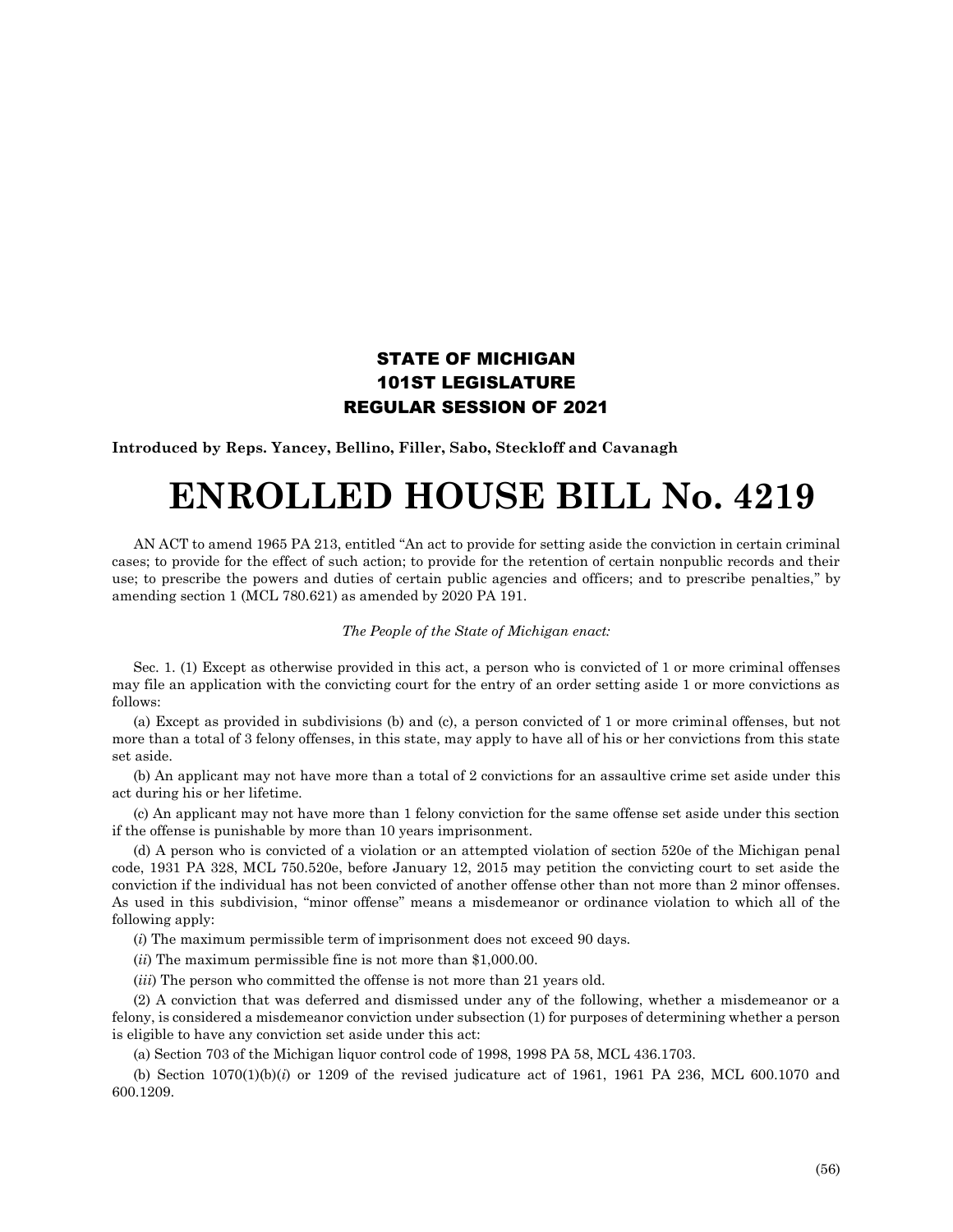**STATE OF MICHIGAN**
**101ST LEGISLATURE**
**REGULAR SESSION OF 2021**

**Introduced by Reps. Yancey, Bellino, Filler, Sabo, Steckloff and Cavanagh**

# ENROLLED HOUSE BILL No. 4219

AN ACT to amend 1965 PA 213, entitled "An act to provide for setting aside the conviction in certain criminal cases; to provide for the effect of such action; to provide for the retention of certain nonpublic records and their use; to prescribe the powers and duties of certain public agencies and officers; and to prescribe penalties," by amending section 1 (MCL 780.621) as amended by 2020 PA 191.

*The People of the State of Michigan enact:*

Sec. 1. (1) Except as otherwise provided in this act, a person who is convicted of 1 or more criminal offenses may file an application with the convicting court for the entry of an order setting aside 1 or more convictions as follows:

(a) Except as provided in subdivisions (b) and (c), a person convicted of 1 or more criminal offenses, but not more than a total of 3 felony offenses, in this state, may apply to have all of his or her convictions from this state set aside.

(b) An applicant may not have more than a total of 2 convictions for an assaultive crime set aside under this act during his or her lifetime.

(c) An applicant may not have more than 1 felony conviction for the same offense set aside under this section if the offense is punishable by more than 10 years imprisonment.

(d) A person who is convicted of a violation or an attempted violation of section 520e of the Michigan penal code, 1931 PA 328, MCL 750.520e, before January 12, 2015 may petition the convicting court to set aside the conviction if the individual has not been convicted of another offense other than not more than 2 minor offenses. As used in this subdivision, "minor offense" means a misdemeanor or ordinance violation to which all of the following apply:

(*i*) The maximum permissible term of imprisonment does not exceed 90 days.

(*ii*) The maximum permissible fine is not more than $1,000.00.

(*iii*) The person who committed the offense is not more than 21 years old.

(2) A conviction that was deferred and dismissed under any of the following, whether a misdemeanor or a felony, is considered a misdemeanor conviction under subsection (1) for purposes of determining whether a person is eligible to have any conviction set aside under this act:

(a) Section 703 of the Michigan liquor control code of 1998, 1998 PA 58, MCL 436.1703.

(b) Section 1070(1)(b)(*i*) or 1209 of the revised judicature act of 1961, 1961 PA 236, MCL 600.1070 and 600.1209.

(56)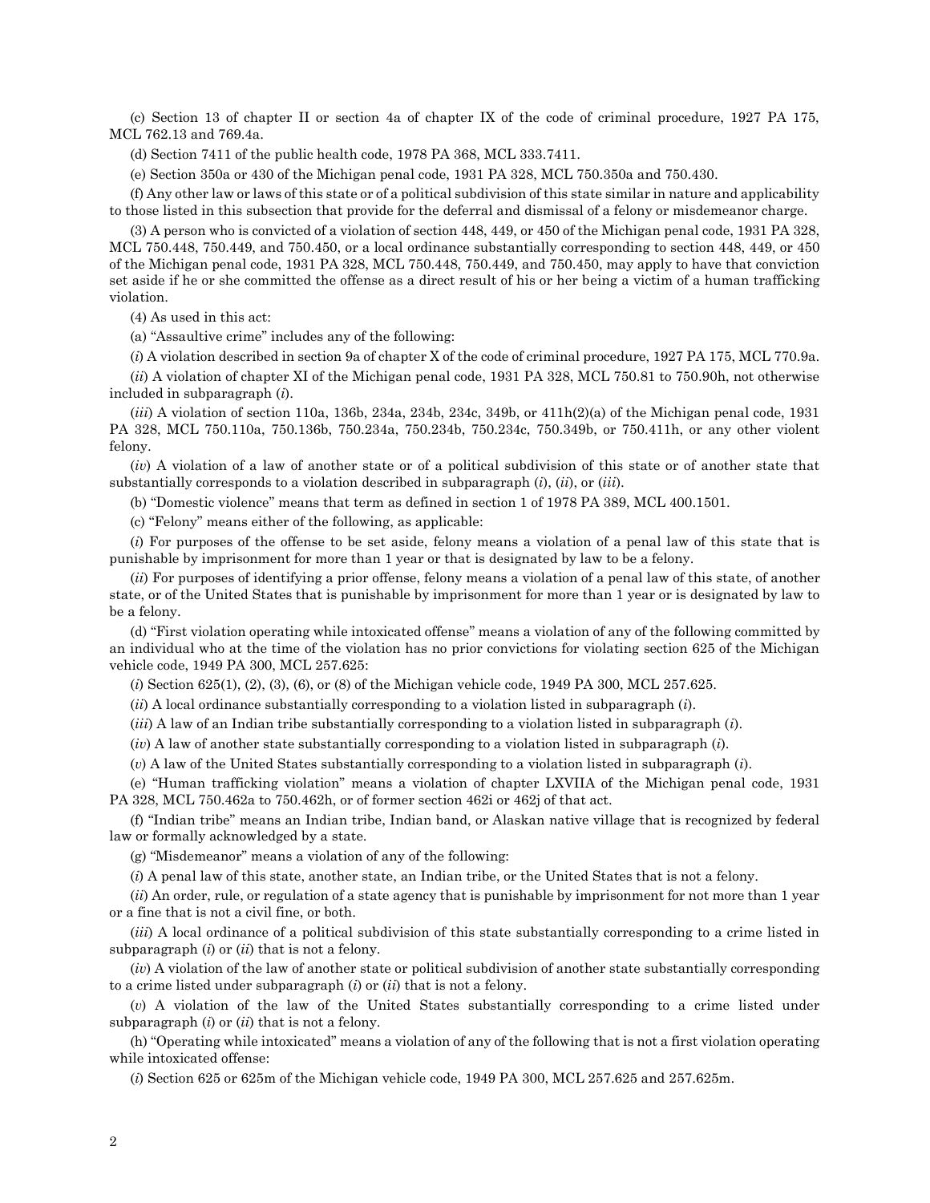(c) Section 13 of chapter II or section 4a of chapter IX of the code of criminal procedure, 1927 PA 175, MCL 762.13 and 769.4a.

(d) Section 7411 of the public health code, 1978 PA 368, MCL 333.7411.

(e) Section 350a or 430 of the Michigan penal code, 1931 PA 328, MCL 750.350a and 750.430.

(f) Any other law or laws of this state or of a political subdivision of this state similar in nature and applicability to those listed in this subsection that provide for the deferral and dismissal of a felony or misdemeanor charge.

(3) A person who is convicted of a violation of section 448, 449, or 450 of the Michigan penal code, 1931 PA 328, MCL 750.448, 750.449, and 750.450, or a local ordinance substantially corresponding to section 448, 449, or 450 of the Michigan penal code, 1931 PA 328, MCL 750.448, 750.449, and 750.450, may apply to have that conviction set aside if he or she committed the offense as a direct result of his or her being a victim of a human trafficking violation.

(4) As used in this act:

(a) "Assaultive crime" includes any of the following:

(*i*) A violation described in section 9a of chapter X of the code of criminal procedure, 1927 PA 175, MCL 770.9a.

(*ii*) A violation of chapter XI of the Michigan penal code, 1931 PA 328, MCL 750.81 to 750.90h, not otherwise included in subparagraph (*i*).

(*iii*) A violation of section 110a, 136b, 234a, 234b, 234c, 349b, or 411h(2)(a) of the Michigan penal code, 1931 PA 328, MCL 750.110a, 750.136b, 750.234a, 750.234b, 750.234c, 750.349b, or 750.411h, or any other violent felony.

(*iv*) A violation of a law of another state or of a political subdivision of this state or of another state that substantially corresponds to a violation described in subparagraph (*i*), (*ii*), or (*iii*).

(b) "Domestic violence" means that term as defined in section 1 of 1978 PA 389, MCL 400.1501.

(c) "Felony" means either of the following, as applicable:

(*i*) For purposes of the offense to be set aside, felony means a violation of a penal law of this state that is punishable by imprisonment for more than 1 year or that is designated by law to be a felony.

(*ii*) For purposes of identifying a prior offense, felony means a violation of a penal law of this state, of another state, or of the United States that is punishable by imprisonment for more than 1 year or is designated by law to be a felony.

(d) "First violation operating while intoxicated offense" means a violation of any of the following committed by an individual who at the time of the violation has no prior convictions for violating section 625 of the Michigan vehicle code, 1949 PA 300, MCL 257.625:

(*i*) Section 625(1), (2), (3), (6), or (8) of the Michigan vehicle code, 1949 PA 300, MCL 257.625.

(*ii*) A local ordinance substantially corresponding to a violation listed in subparagraph (*i*).

(*iii*) A law of an Indian tribe substantially corresponding to a violation listed in subparagraph (*i*).

(*iv*) A law of another state substantially corresponding to a violation listed in subparagraph (*i*).

(*v*) A law of the United States substantially corresponding to a violation listed in subparagraph (*i*).

(e) "Human trafficking violation" means a violation of chapter LXVIIA of the Michigan penal code, 1931 PA 328, MCL 750.462a to 750.462h, or of former section 462i or 462j of that act.

(f) "Indian tribe" means an Indian tribe, Indian band, or Alaskan native village that is recognized by federal law or formally acknowledged by a state.

(g) "Misdemeanor" means a violation of any of the following:

(*i*) A penal law of this state, another state, an Indian tribe, or the United States that is not a felony.

(*ii*) An order, rule, or regulation of a state agency that is punishable by imprisonment for not more than 1 year or a fine that is not a civil fine, or both.

(*iii*) A local ordinance of a political subdivision of this state substantially corresponding to a crime listed in subparagraph (*i*) or (*ii*) that is not a felony.

(*iv*) A violation of the law of another state or political subdivision of another state substantially corresponding to a crime listed under subparagraph (*i*) or (*ii*) that is not a felony.

(*v*) A violation of the law of the United States substantially corresponding to a crime listed under subparagraph (*i*) or (*ii*) that is not a felony.

(h) "Operating while intoxicated" means a violation of any of the following that is not a first violation operating while intoxicated offense:

(*i*) Section 625 or 625m of the Michigan vehicle code, 1949 PA 300, MCL 257.625 and 257.625m.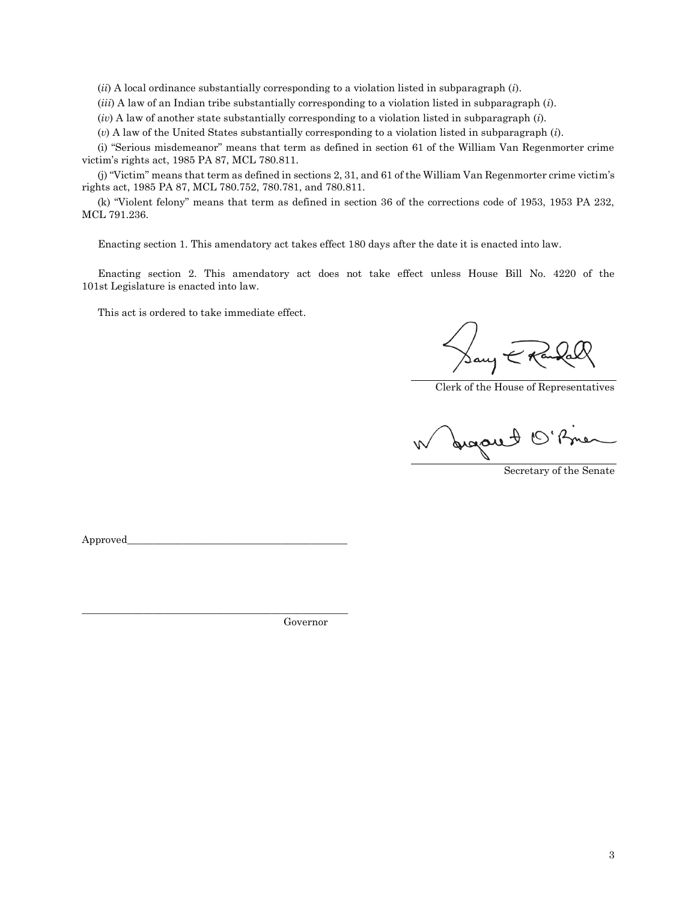(*ii*) A local ordinance substantially corresponding to a violation listed in subparagraph (*i*).

(*iii*) A law of an Indian tribe substantially corresponding to a violation listed in subparagraph (*i*).

(*iv*) A law of another state substantially corresponding to a violation listed in subparagraph (*i*).

(*v*) A law of the United States substantially corresponding to a violation listed in subparagraph (*i*).

(i) "Serious misdemeanor" means that term as defined in section 61 of the William Van Regenmorter crime victim's rights act, 1985 PA 87, MCL 780.811.

(j) "Victim" means that term as defined in sections 2, 31, and 61 of the William Van Regenmorter crime victim's rights act, 1985 PA 87, MCL 780.752, 780.781, and 780.811.

(k) "Violent felony" means that term as defined in section 36 of the corrections code of 1953, 1953 PA 232, MCL 791.236.

Enacting section 1. This amendatory act takes effect 180 days after the date it is enacted into law.

Enacting section 2. This amendatory act does not take effect unless House Bill No. 4220 of the 101st Legislature is enacted into law.

This act is ordered to take immediate effect.

Clerk of the House of Representatives

Secretary of the Senate

Approved\_\_\_\_\_\_\_\_\_\_\_\_\_\_\_\_\_\_\_\_\_\_\_\_\_\_\_\_\_\_\_\_\_\_\_\_\_\_\_\_\_\_

\_\_\_\_\_\_\_\_\_\_\_\_\_\_\_\_\_\_\_\_\_\_\_\_\_\_\_\_\_\_\_\_\_\_\_\_\_\_\_\_\_\_\_\_\_\_\_\_\_\_

Governor